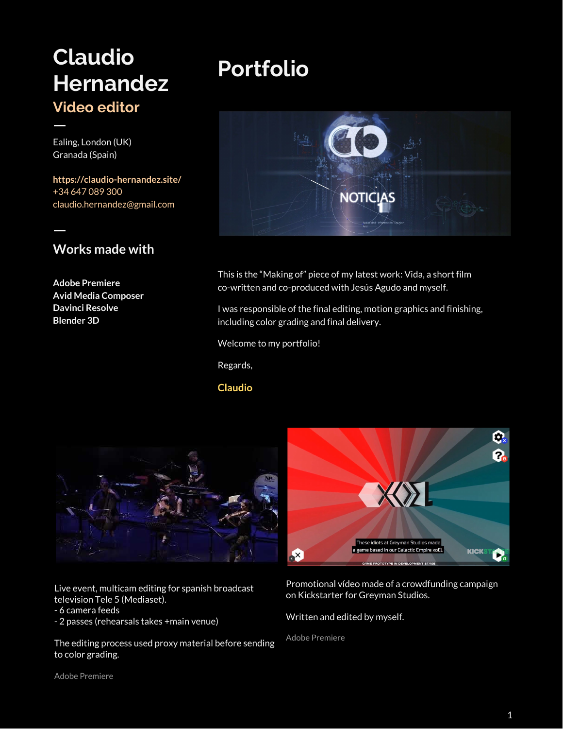# Claudio Hernandez

## Video editor

Ealing, London (UK)
Granada (Spain)

https://claudio-hernandez.site/
+34 647 089 300
claudio.hernandez@gmail.com

### Works made with

**Adobe Premiere**
**Avid Media Composer**
**Davinci Resolve**
**Blender 3D**

# Portfolio

This is the "Making of" piece of my latest work: Vida, a short film co-written and co-produced with Jesús Agudo and myself.

I was responsible of the final editing, motion graphics and finishing, including color grading and final delivery.

Welcome to my portfolio!

Regards,

**Claudio**

Live event, multicam editing for spanish broadcast television Tele 5 (Mediaset).
- 6 camera feeds
- 2 passes (rehearsals takes +main venue)

The editing process used proxy material before sending to color grading.

Adobe Premiere

Promotional vídeo made of a crowdfunding campaign on Kickstarter for Greyman Studios.

Written and edited by myself.

Adobe Premiere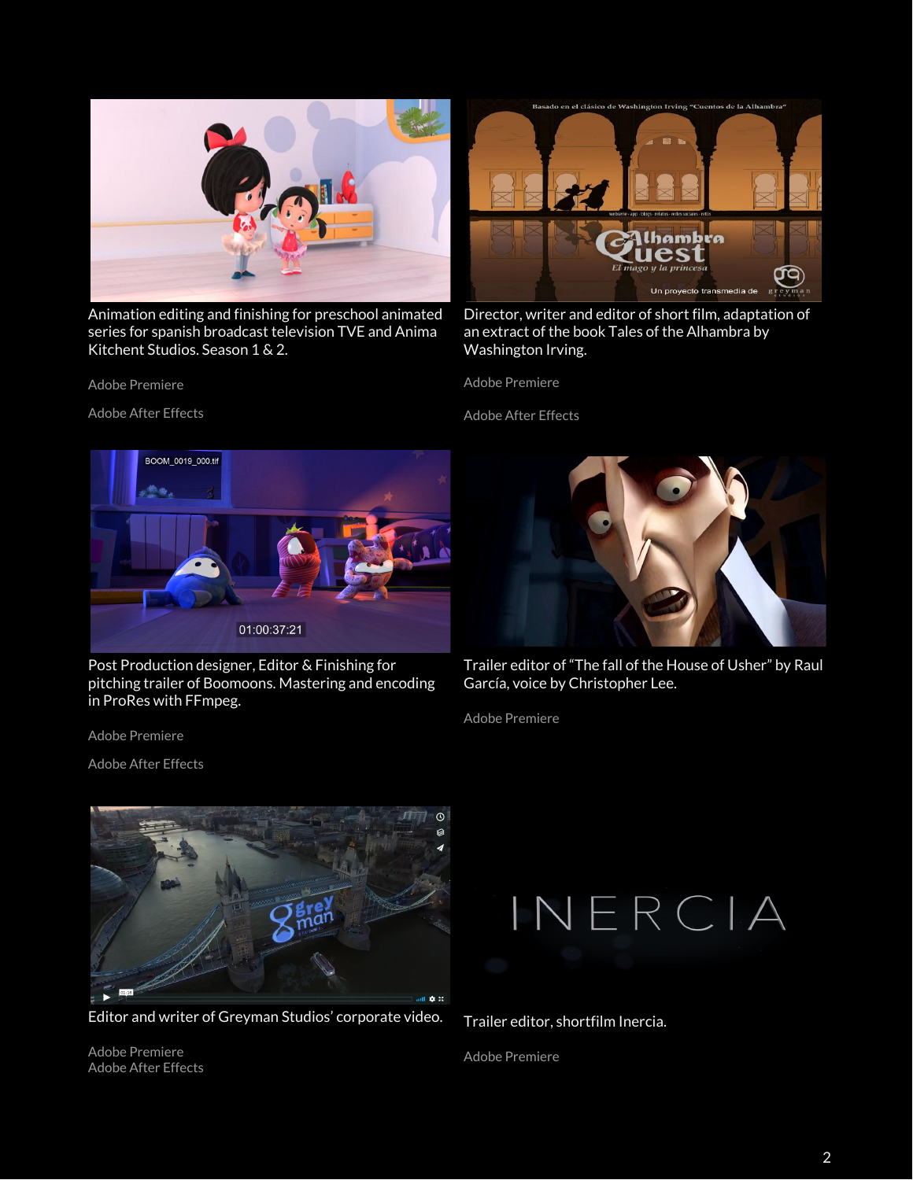Animation editing and finishing for preschool animated series for spanish broadcast television TVE and Anima Kitchent Studios. Season 1 & 2.

Adobe Premiere

Adobe After Effects

Director, writer and editor of short film, adaptation of an extract of the book Tales of the Alhambra by Washington Irving.

Adobe Premiere

Adobe After Effects

Post Production designer, Editor & Finishing for pitching trailer of Boomoons. Mastering and encoding in ProRes with FFmpeg.

Adobe Premiere

Adobe After Effects

Trailer editor of "The fall of the House of Usher" by Raul García, voice by Christopher Lee.

Adobe Premiere

Editor and writer of Greyman Studios' corporate video.

Adobe Premiere

Adobe After Effects

Trailer editor, shortfilm Inercia.

Adobe Premiere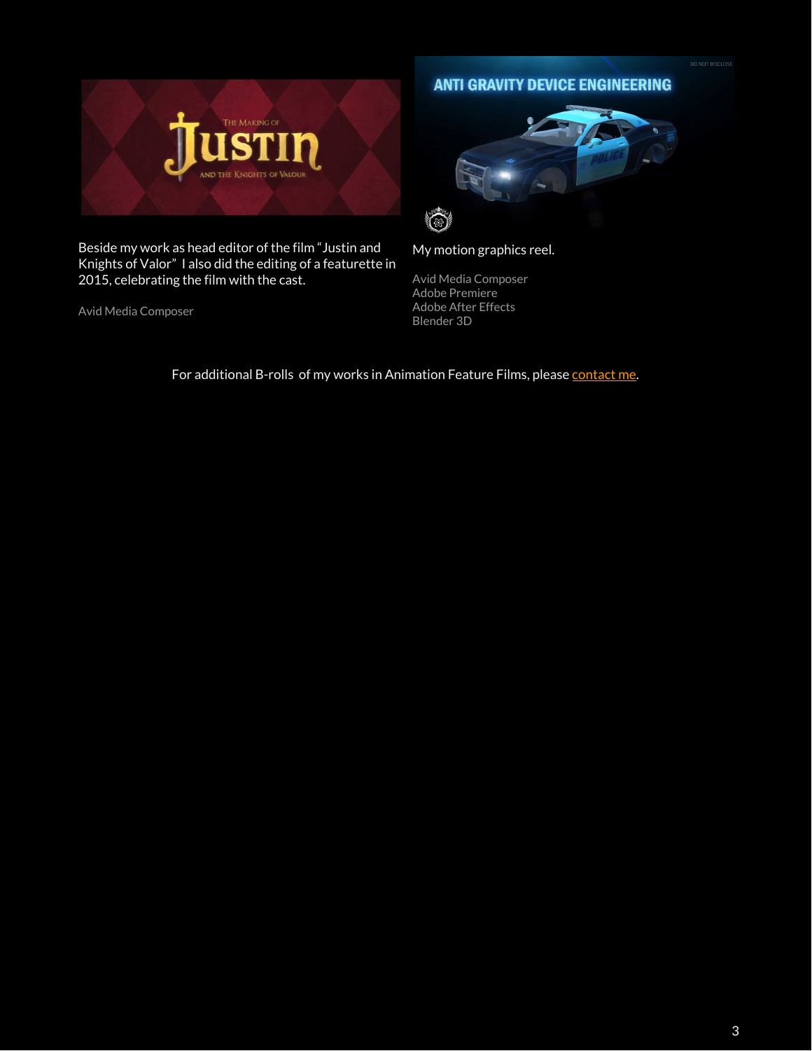Beside my work as head editor of the film "Justin and Knights of Valor"  I also did the editing of a featurette in 2015, celebrating the film with the cast.

Avid Media Composer

My motion graphics reel.

Avid Media Composer
Adobe Premiere
Adobe After Effects
Blender 3D

For additional B-rolls  of my works in Animation Feature Films, please contact me.